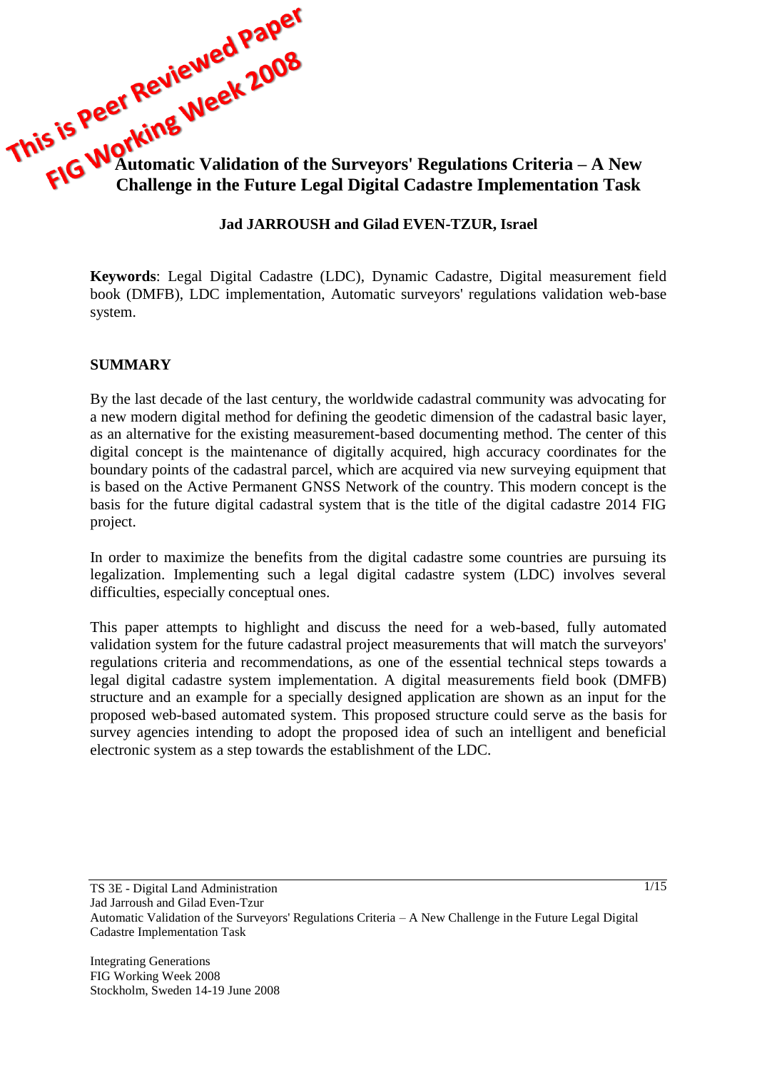This is Peer Reviewed Paper
FIG Working Week 2008

# Automatic Validation of the Surveyors' Regulations Criteria – A New Challenge in the Future Legal Digital Cadastre Implementation Task

**Jad JARROUSH and Gilad EVEN-TZUR, Israel**

**Keywords**: Legal Digital Cadastre (LDC), Dynamic Cadastre, Digital measurement field book (DMFB), LDC implementation, Automatic surveyors' regulations validation web-base system.

## SUMMARY

By the last decade of the last century, the worldwide cadastral community was advocating for a new modern digital method for defining the geodetic dimension of the cadastral basic layer, as an alternative for the existing measurement-based documenting method. The center of this digital concept is the maintenance of digitally acquired, high accuracy coordinates for the boundary points of the cadastral parcel, which are acquired via new surveying equipment that is based on the Active Permanent GNSS Network of the country. This modern concept is the basis for the future digital cadastral system that is the title of the digital cadastre 2014 FIG project.

In order to maximize the benefits from the digital cadastre some countries are pursuing its legalization. Implementing such a legal digital cadastre system (LDC) involves several difficulties, especially conceptual ones.

This paper attempts to highlight and discuss the need for a web-based, fully automated validation system for the future cadastral project measurements that will match the surveyors' regulations criteria and recommendations, as one of the essential technical steps towards a legal digital cadastre system implementation. A digital measurements field book (DMFB) structure and an example for a specially designed application are shown as an input for the proposed web-based automated system. This proposed structure could serve as the basis for survey agencies intending to adopt the proposed idea of such an intelligent and beneficial electronic system as a step towards the establishment of the LDC.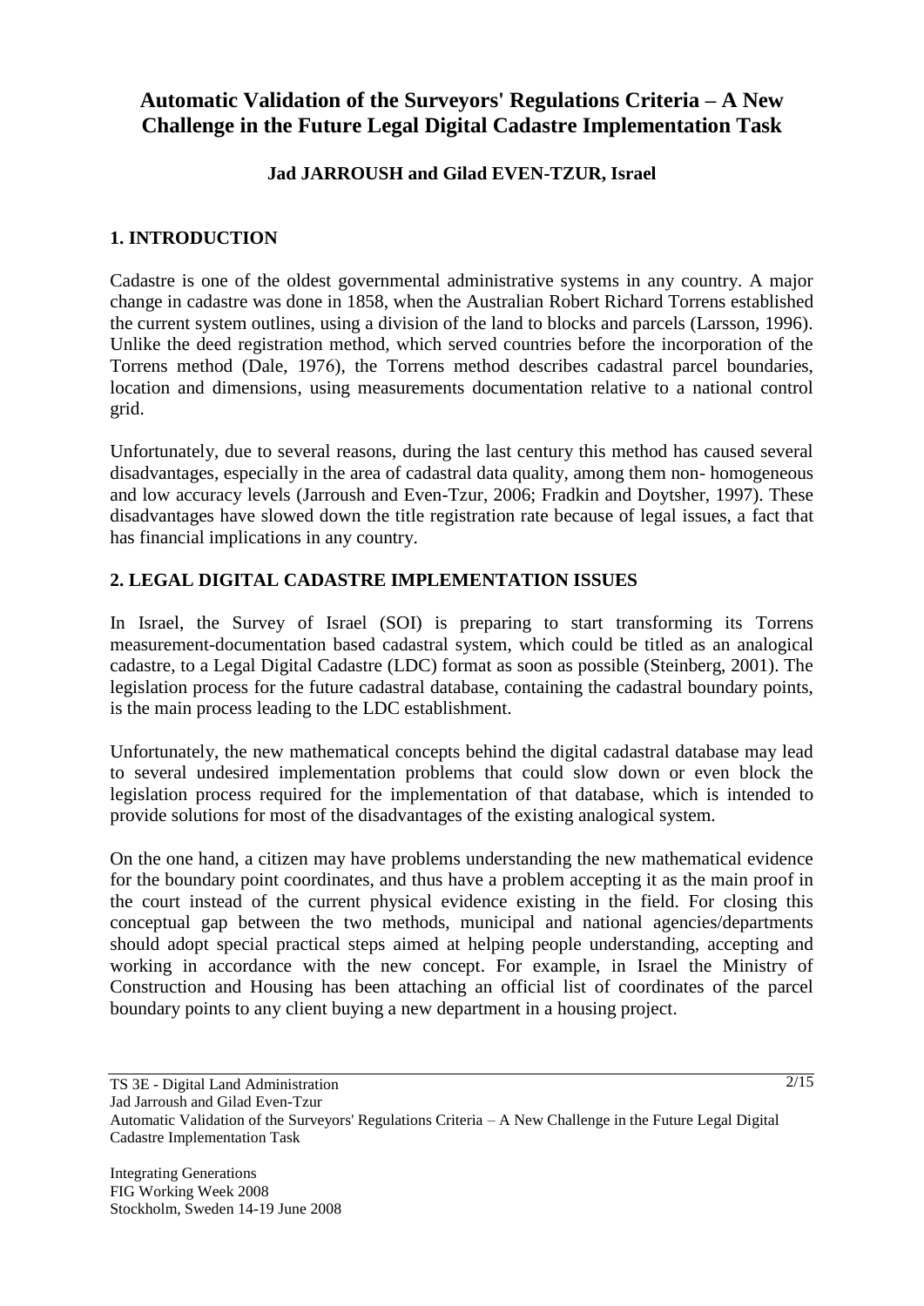# Automatic Validation of the Surveyors' Regulations Criteria – A New Challenge in the Future Legal Digital Cadastre Implementation Task

**Jad JARROUSH and Gilad EVEN-TZUR, Israel**

## 1. INTRODUCTION

Cadastre is one of the oldest governmental administrative systems in any country. A major change in cadastre was done in 1858, when the Australian Robert Richard Torrens established the current system outlines, using a division of the land to blocks and parcels (Larsson, 1996). Unlike the deed registration method, which served countries before the incorporation of the Torrens method (Dale, 1976), the Torrens method describes cadastral parcel boundaries, location and dimensions, using measurements documentation relative to a national control grid.

Unfortunately, due to several reasons, during the last century this method has caused several disadvantages, especially in the area of cadastral data quality, among them non- homogeneous and low accuracy levels (Jarroush and Even-Tzur, 2006; Fradkin and Doytsher, 1997). These disadvantages have slowed down the title registration rate because of legal issues, a fact that has financial implications in any country.

## 2. LEGAL DIGITAL CADASTRE IMPLEMENTATION ISSUES

In Israel, the Survey of Israel (SOI) is preparing to start transforming its Torrens measurement-documentation based cadastral system, which could be titled as an analogical cadastre, to a Legal Digital Cadastre (LDC) format as soon as possible (Steinberg, 2001). The legislation process for the future cadastral database, containing the cadastral boundary points, is the main process leading to the LDC establishment.

Unfortunately, the new mathematical concepts behind the digital cadastral database may lead to several undesired implementation problems that could slow down or even block the legislation process required for the implementation of that database, which is intended to provide solutions for most of the disadvantages of the existing analogical system.

On the one hand, a citizen may have problems understanding the new mathematical evidence for the boundary point coordinates, and thus have a problem accepting it as the main proof in the court instead of the current physical evidence existing in the field. For closing this conceptual gap between the two methods, municipal and national agencies/departments should adopt special practical steps aimed at helping people understanding, accepting and working in accordance with the new concept. For example, in Israel the Ministry of Construction and Housing has been attaching an official list of coordinates of the parcel boundary points to any client buying a new department in a housing project.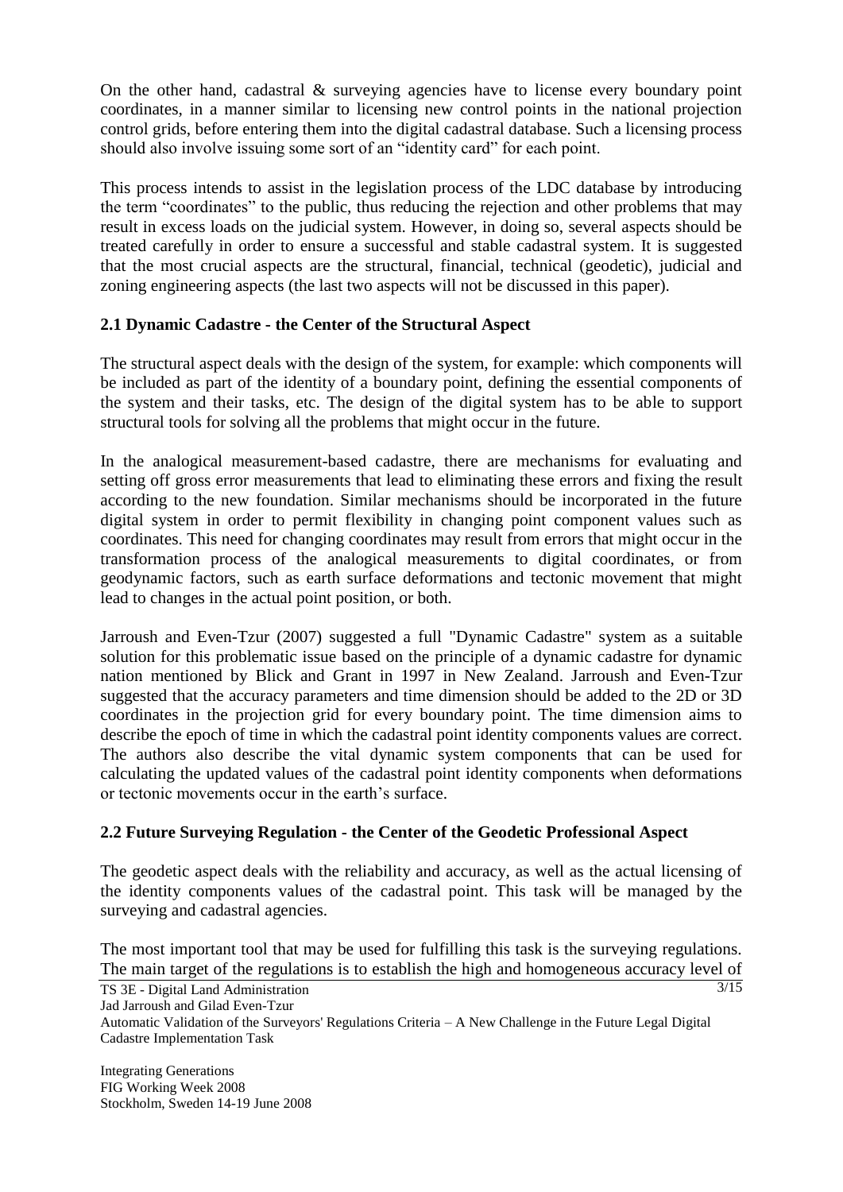On the other hand, cadastral & surveying agencies have to license every boundary point coordinates, in a manner similar to licensing new control points in the national projection control grids, before entering them into the digital cadastral database. Such a licensing process should also involve issuing some sort of an "identity card" for each point.

This process intends to assist in the legislation process of the LDC database by introducing the term "coordinates" to the public, thus reducing the rejection and other problems that may result in excess loads on the judicial system. However, in doing so, several aspects should be treated carefully in order to ensure a successful and stable cadastral system. It is suggested that the most crucial aspects are the structural, financial, technical (geodetic), judicial and zoning engineering aspects (the last two aspects will not be discussed in this paper).

### 2.1 Dynamic Cadastre - the Center of the Structural Aspect

The structural aspect deals with the design of the system, for example: which components will be included as part of the identity of a boundary point, defining the essential components of the system and their tasks, etc. The design of the digital system has to be able to support structural tools for solving all the problems that might occur in the future.

In the analogical measurement-based cadastre, there are mechanisms for evaluating and setting off gross error measurements that lead to eliminating these errors and fixing the result according to the new foundation. Similar mechanisms should be incorporated in the future digital system in order to permit flexibility in changing point component values such as coordinates. This need for changing coordinates may result from errors that might occur in the transformation process of the analogical measurements to digital coordinates, or from geodynamic factors, such as earth surface deformations and tectonic movement that might lead to changes in the actual point position, or both.

Jarroush and Even-Tzur (2007) suggested a full "Dynamic Cadastre" system as a suitable solution for this problematic issue based on the principle of a dynamic cadastre for dynamic nation mentioned by Blick and Grant in 1997 in New Zealand. Jarroush and Even-Tzur suggested that the accuracy parameters and time dimension should be added to the 2D or 3D coordinates in the projection grid for every boundary point. The time dimension aims to describe the epoch of time in which the cadastral point identity components values are correct. The authors also describe the vital dynamic system components that can be used for calculating the updated values of the cadastral point identity components when deformations or tectonic movements occur in the earth's surface.

### 2.2 Future Surveying Regulation - the Center of the Geodetic Professional Aspect

The geodetic aspect deals with the reliability and accuracy, as well as the actual licensing of the identity components values of the cadastral point. This task will be managed by the surveying and cadastral agencies.

The most important tool that may be used for fulfilling this task is the surveying regulations. The main target of the regulations is to establish the high and homogeneous accuracy level of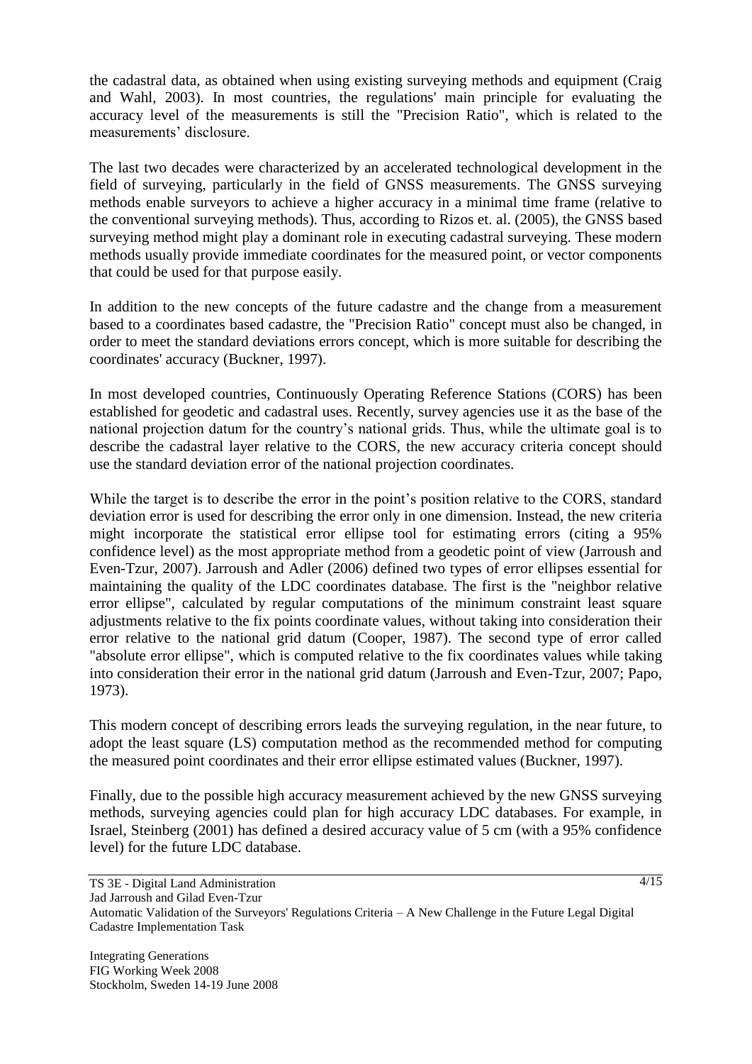the cadastral data, as obtained when using existing surveying methods and equipment (Craig and Wahl, 2003). In most countries, the regulations' main principle for evaluating the accuracy level of the measurements is still the "Precision Ratio", which is related to the measurements' disclosure.

The last two decades were characterized by an accelerated technological development in the field of surveying, particularly in the field of GNSS measurements. The GNSS surveying methods enable surveyors to achieve a higher accuracy in a minimal time frame (relative to the conventional surveying methods). Thus, according to Rizos et. al. (2005), the GNSS based surveying method might play a dominant role in executing cadastral surveying. These modern methods usually provide immediate coordinates for the measured point, or vector components that could be used for that purpose easily.

In addition to the new concepts of the future cadastre and the change from a measurement based to a coordinates based cadastre, the "Precision Ratio" concept must also be changed, in order to meet the standard deviations errors concept, which is more suitable for describing the coordinates' accuracy (Buckner, 1997).

In most developed countries, Continuously Operating Reference Stations (CORS) has been established for geodetic and cadastral uses. Recently, survey agencies use it as the base of the national projection datum for the country's national grids. Thus, while the ultimate goal is to describe the cadastral layer relative to the CORS, the new accuracy criteria concept should use the standard deviation error of the national projection coordinates.

While the target is to describe the error in the point's position relative to the CORS, standard deviation error is used for describing the error only in one dimension. Instead, the new criteria might incorporate the statistical error ellipse tool for estimating errors (citing a 95% confidence level) as the most appropriate method from a geodetic point of view (Jarroush and Even-Tzur, 2007). Jarroush and Adler (2006) defined two types of error ellipses essential for maintaining the quality of the LDC coordinates database. The first is the "neighbor relative error ellipse", calculated by regular computations of the minimum constraint least square adjustments relative to the fix points coordinate values, without taking into consideration their error relative to the national grid datum (Cooper, 1987). The second type of error called "absolute error ellipse", which is computed relative to the fix coordinates values while taking into consideration their error in the national grid datum (Jarroush and Even-Tzur, 2007; Papo, 1973).

This modern concept of describing errors leads the surveying regulation, in the near future, to adopt the least square (LS) computation method as the recommended method for computing the measured point coordinates and their error ellipse estimated values (Buckner, 1997).

Finally, due to the possible high accuracy measurement achieved by the new GNSS surveying methods, surveying agencies could plan for high accuracy LDC databases. For example, in Israel, Steinberg (2001) has defined a desired accuracy value of 5 cm (with a 95% confidence level) for the future LDC database.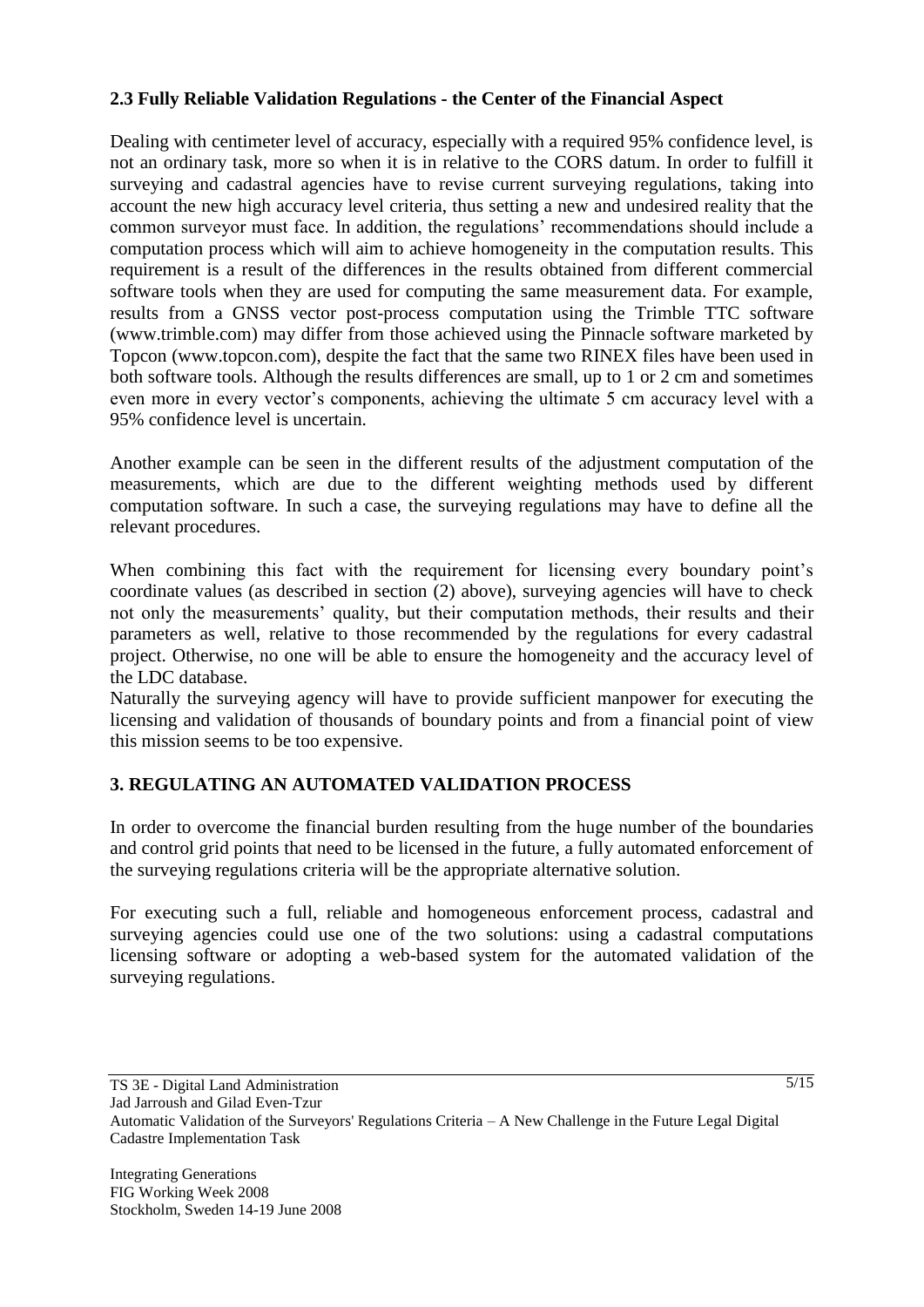### 2.3 Fully Reliable Validation Regulations - the Center of the Financial Aspect

Dealing with centimeter level of accuracy, especially with a required 95% confidence level, is not an ordinary task, more so when it is in relative to the CORS datum. In order to fulfill it surveying and cadastral agencies have to revise current surveying regulations, taking into account the new high accuracy level criteria, thus setting a new and undesired reality that the common surveyor must face. In addition, the regulations' recommendations should include a computation process which will aim to achieve homogeneity in the computation results. This requirement is a result of the differences in the results obtained from different commercial software tools when they are used for computing the same measurement data. For example, results from a GNSS vector post-process computation using the Trimble TTC software (www.trimble.com) may differ from those achieved using the Pinnacle software marketed by Topcon (www.topcon.com), despite the fact that the same two RINEX files have been used in both software tools. Although the results differences are small, up to 1 or 2 cm and sometimes even more in every vector's components, achieving the ultimate 5 cm accuracy level with a 95% confidence level is uncertain.

Another example can be seen in the different results of the adjustment computation of the measurements, which are due to the different weighting methods used by different computation software. In such a case, the surveying regulations may have to define all the relevant procedures.

When combining this fact with the requirement for licensing every boundary point's coordinate values (as described in section (2) above), surveying agencies will have to check not only the measurements' quality, but their computation methods, their results and their parameters as well, relative to those recommended by the regulations for every cadastral project. Otherwise, no one will be able to ensure the homogeneity and the accuracy level of the LDC database.

Naturally the surveying agency will have to provide sufficient manpower for executing the licensing and validation of thousands of boundary points and from a financial point of view this mission seems to be too expensive.

## 3. REGULATING AN AUTOMATED VALIDATION PROCESS

In order to overcome the financial burden resulting from the huge number of the boundaries and control grid points that need to be licensed in the future, a fully automated enforcement of the surveying regulations criteria will be the appropriate alternative solution.

For executing such a full, reliable and homogeneous enforcement process, cadastral and surveying agencies could use one of the two solutions: using a cadastral computations licensing software or adopting a web-based system for the automated validation of the surveying regulations.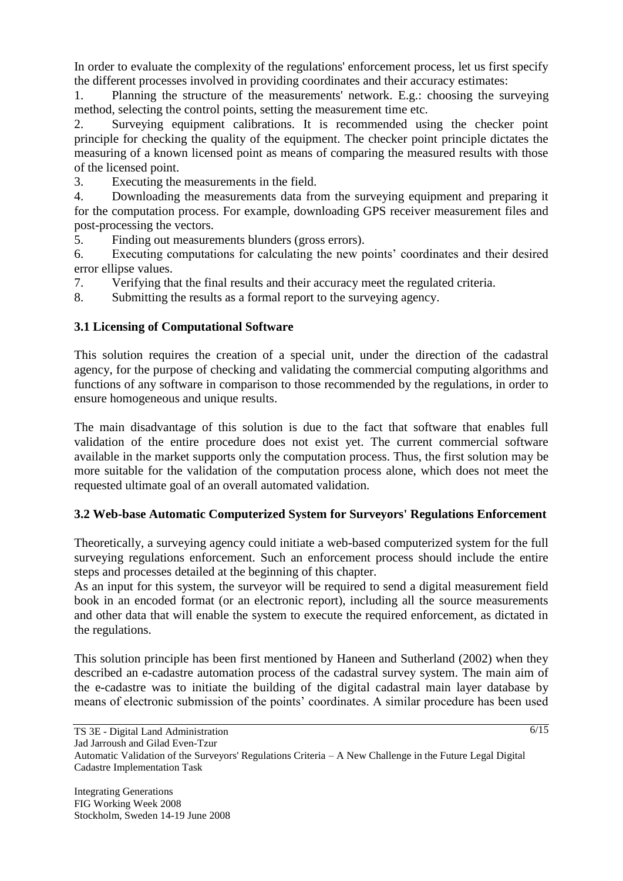In order to evaluate the complexity of the regulations' enforcement process, let us first specify the different processes involved in providing coordinates and their accuracy estimates:

1. Planning the structure of the measurements' network. E.g.: choosing the surveying method, selecting the control points, setting the measurement time etc.
2. Surveying equipment calibrations. It is recommended using the checker point principle for checking the quality of the equipment. The checker point principle dictates the measuring of a known licensed point as means of comparing the measured results with those of the licensed point.
3. Executing the measurements in the field.
4. Downloading the measurements data from the surveying equipment and preparing it for the computation process. For example, downloading GPS receiver measurement files and post-processing the vectors.
5. Finding out measurements blunders (gross errors).
6. Executing computations for calculating the new points' coordinates and their desired error ellipse values.
7. Verifying that the final results and their accuracy meet the regulated criteria.
8. Submitting the results as a formal report to the surveying agency.

### 3.1 Licensing of Computational Software

This solution requires the creation of a special unit, under the direction of the cadastral agency, for the purpose of checking and validating the commercial computing algorithms and functions of any software in comparison to those recommended by the regulations, in order to ensure homogeneous and unique results.

The main disadvantage of this solution is due to the fact that software that enables full validation of the entire procedure does not exist yet. The current commercial software available in the market supports only the computation process. Thus, the first solution may be more suitable for the validation of the computation process alone, which does not meet the requested ultimate goal of an overall automated validation.

### 3.2 Web-base Automatic Computerized System for Surveyors' Regulations Enforcement

Theoretically, a surveying agency could initiate a web-based computerized system for the full surveying regulations enforcement. Such an enforcement process should include the entire steps and processes detailed at the beginning of this chapter.

As an input for this system, the surveyor will be required to send a digital measurement field book in an encoded format (or an electronic report), including all the source measurements and other data that will enable the system to execute the required enforcement, as dictated in the regulations.

This solution principle has been first mentioned by Haneen and Sutherland (2002) when they described an e-cadastre automation process of the cadastral survey system. The main aim of the e-cadastre was to initiate the building of the digital cadastral main layer database by means of electronic submission of the points' coordinates. A similar procedure has been used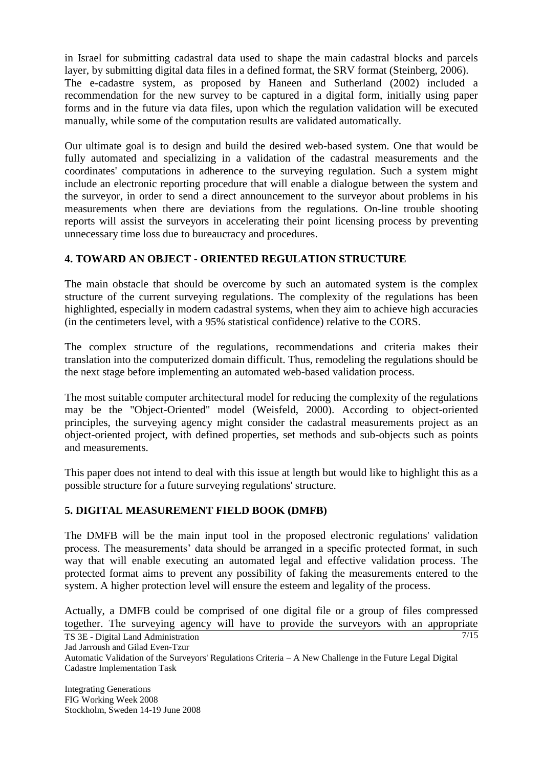in Israel for submitting cadastral data used to shape the main cadastral blocks and parcels layer, by submitting digital data files in a defined format, the SRV format (Steinberg, 2006). The e-cadastre system, as proposed by Haneen and Sutherland (2002) included a recommendation for the new survey to be captured in a digital form, initially using paper forms and in the future via data files, upon which the regulation validation will be executed manually, while some of the computation results are validated automatically.

Our ultimate goal is to design and build the desired web-based system. One that would be fully automated and specializing in a validation of the cadastral measurements and the coordinates' computations in adherence to the surveying regulation. Such a system might include an electronic reporting procedure that will enable a dialogue between the system and the surveyor, in order to send a direct announcement to the surveyor about problems in his measurements when there are deviations from the regulations. On-line trouble shooting reports will assist the surveyors in accelerating their point licensing process by preventing unnecessary time loss due to bureaucracy and procedures.

## 4. TOWARD AN OBJECT - ORIENTED REGULATION STRUCTURE

The main obstacle that should be overcome by such an automated system is the complex structure of the current surveying regulations. The complexity of the regulations has been highlighted, especially in modern cadastral systems, when they aim to achieve high accuracies (in the centimeters level, with a 95% statistical confidence) relative to the CORS.

The complex structure of the regulations, recommendations and criteria makes their translation into the computerized domain difficult. Thus, remodeling the regulations should be the next stage before implementing an automated web-based validation process.

The most suitable computer architectural model for reducing the complexity of the regulations may be the "Object-Oriented" model (Weisfeld, 2000). According to object-oriented principles, the surveying agency might consider the cadastral measurements project as an object-oriented project, with defined properties, set methods and sub-objects such as points and measurements.

This paper does not intend to deal with this issue at length but would like to highlight this as a possible structure for a future surveying regulations' structure.

## 5. DIGITAL MEASUREMENT FIELD BOOK (DMFB)

The DMFB will be the main input tool in the proposed electronic regulations' validation process. The measurements' data should be arranged in a specific protected format, in such way that will enable executing an automated legal and effective validation process. The protected format aims to prevent any possibility of faking the measurements entered to the system. A higher protection level will ensure the esteem and legality of the process.

Actually, a DMFB could be comprised of one digital file or a group of files compressed together. The surveying agency will have to provide the surveyors with an appropriate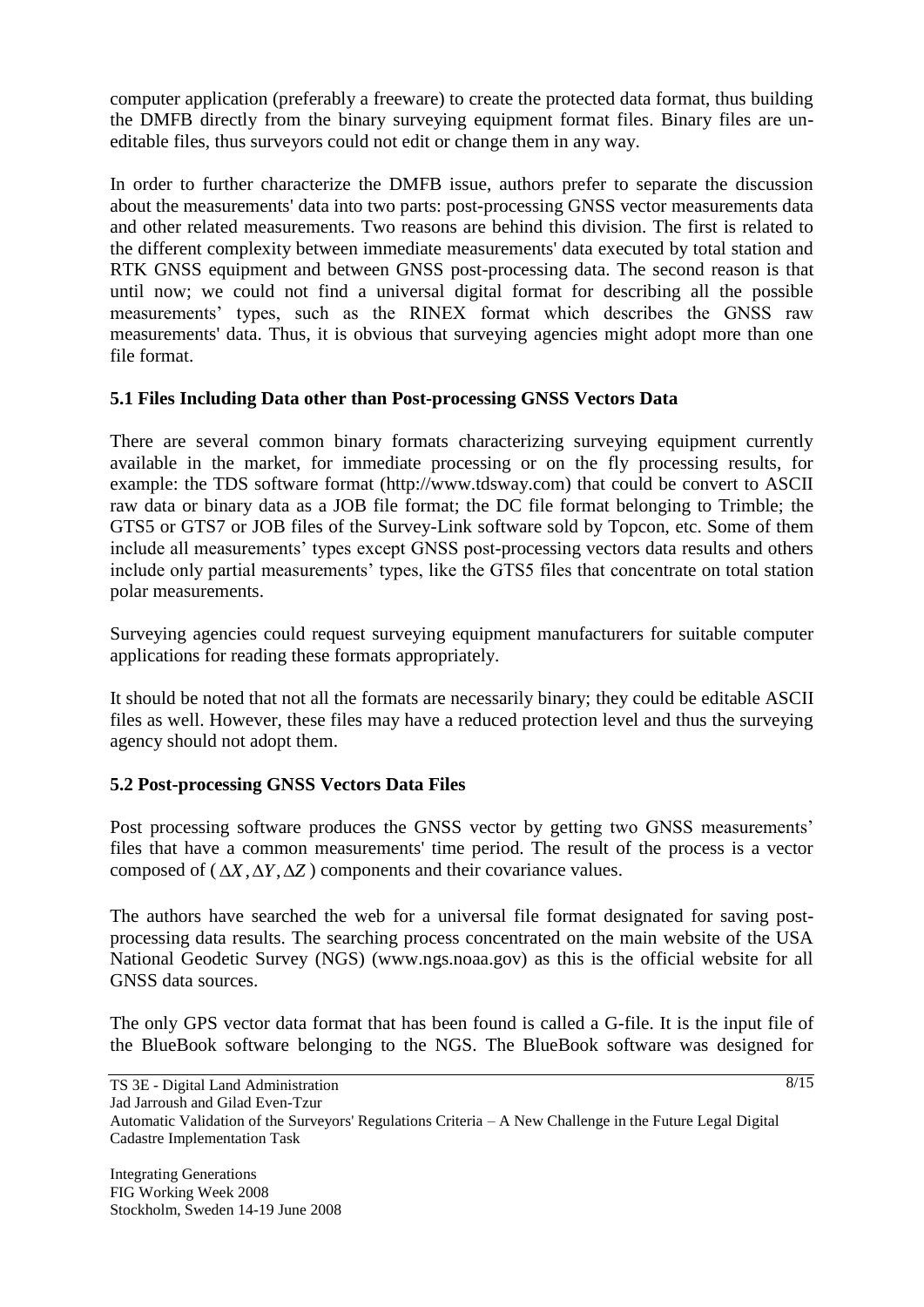computer application (preferably a freeware) to create the protected data format, thus building the DMFB directly from the binary surveying equipment format files. Binary files are un-editable files, thus surveyors could not edit or change them in any way.

In order to further characterize the DMFB issue, authors prefer to separate the discussion about the measurements' data into two parts: post-processing GNSS vector measurements data and other related measurements. Two reasons are behind this division. The first is related to the different complexity between immediate measurements' data executed by total station and RTK GNSS equipment and between GNSS post-processing data. The second reason is that until now; we could not find a universal digital format for describing all the possible measurements' types, such as the RINEX format which describes the GNSS raw measurements' data. Thus, it is obvious that surveying agencies might adopt more than one file format.

### 5.1 Files Including Data other than Post-processing GNSS Vectors Data

There are several common binary formats characterizing surveying equipment currently available in the market, for immediate processing or on the fly processing results, for example: the TDS software format (http://www.tdsway.com) that could be convert to ASCII raw data or binary data as a JOB file format; the DC file format belonging to Trimble; the GTS5 or GTS7 or JOB files of the Survey-Link software sold by Topcon, etc. Some of them include all measurements' types except GNSS post-processing vectors data results and others include only partial measurements' types, like the GTS5 files that concentrate on total station polar measurements.

Surveying agencies could request surveying equipment manufacturers for suitable computer applications for reading these formats appropriately.

It should be noted that not all the formats are necessarily binary; they could be editable ASCII files as well. However, these files may have a reduced protection level and thus the surveying agency should not adopt them.

### 5.2 Post-processing GNSS Vectors Data Files

Post processing software produces the GNSS vector by getting two GNSS measurements' files that have a common measurements' time period. The result of the process is a vector composed of ( $\Delta X, \Delta Y, \Delta Z$ ) components and their covariance values.

The authors have searched the web for a universal file format designated for saving post-processing data results. The searching process concentrated on the main website of the USA National Geodetic Survey (NGS) (www.ngs.noaa.gov) as this is the official website for all GNSS data sources.

The only GPS vector data format that has been found is called a G-file. It is the input file of the BlueBook software belonging to the NGS. The BlueBook software was designed for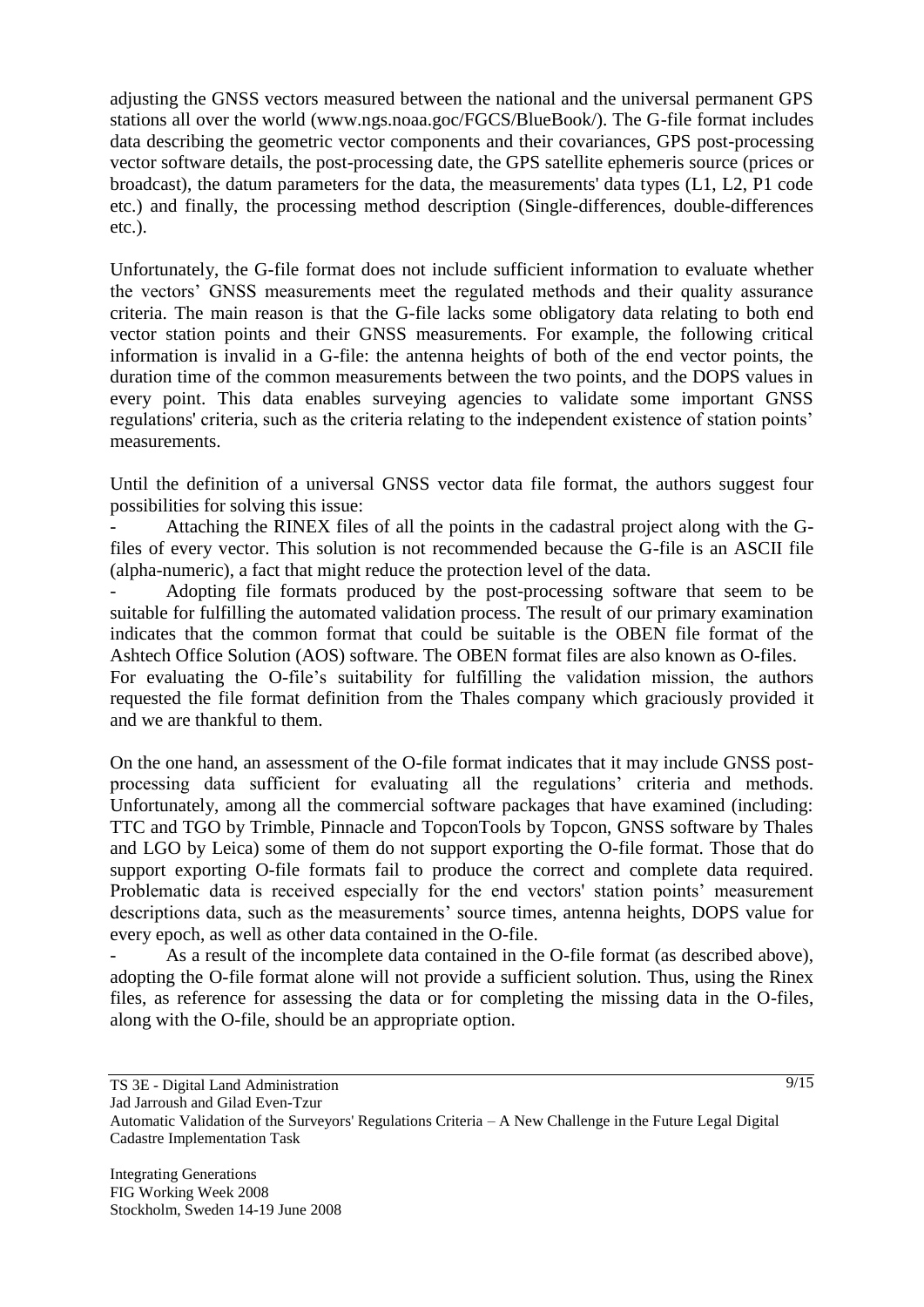adjusting the GNSS vectors measured between the national and the universal permanent GPS stations all over the world (www.ngs.noaa.goc/FGCS/BlueBook/). The G-file format includes data describing the geometric vector components and their covariances, GPS post-processing vector software details, the post-processing date, the GPS satellite ephemeris source (prices or broadcast), the datum parameters for the data, the measurements' data types (L1, L2, P1 code etc.) and finally, the processing method description (Single-differences, double-differences etc.).

Unfortunately, the G-file format does not include sufficient information to evaluate whether the vectors' GNSS measurements meet the regulated methods and their quality assurance criteria. The main reason is that the G-file lacks some obligatory data relating to both end vector station points and their GNSS measurements. For example, the following critical information is invalid in a G-file: the antenna heights of both of the end vector points, the duration time of the common measurements between the two points, and the DOPS values in every point. This data enables surveying agencies to validate some important GNSS regulations' criteria, such as the criteria relating to the independent existence of station points' measurements.

Until the definition of a universal GNSS vector data file format, the authors suggest four possibilities for solving this issue:

- Attaching the RINEX files of all the points in the cadastral project along with the G-files of every vector. This solution is not recommended because the G-file is an ASCII file (alpha-numeric), a fact that might reduce the protection level of the data.
- Adopting file formats produced by the post-processing software that seem to be suitable for fulfilling the automated validation process. The result of our primary examination indicates that the common format that could be suitable is the OBEN file format of the Ashtech Office Solution (AOS) software. The OBEN format files are also known as O-files.

For evaluating the O-file's suitability for fulfilling the validation mission, the authors requested the file format definition from the Thales company which graciously provided it and we are thankful to them.

On the one hand, an assessment of the O-file format indicates that it may include GNSS post-processing data sufficient for evaluating all the regulations' criteria and methods. Unfortunately, among all the commercial software packages that have examined (including: TTC and TGO by Trimble, Pinnacle and TopconTools by Topcon, GNSS software by Thales and LGO by Leica) some of them do not support exporting the O-file format. Those that do support exporting O-file formats fail to produce the correct and complete data required. Problematic data is received especially for the end vectors' station points' measurement descriptions data, such as the measurements' source times, antenna heights, DOPS value for every epoch, as well as other data contained in the O-file.

- As a result of the incomplete data contained in the O-file format (as described above), adopting the O-file format alone will not provide a sufficient solution. Thus, using the Rinex files, as reference for assessing the data or for completing the missing data in the O-files, along with the O-file, should be an appropriate option.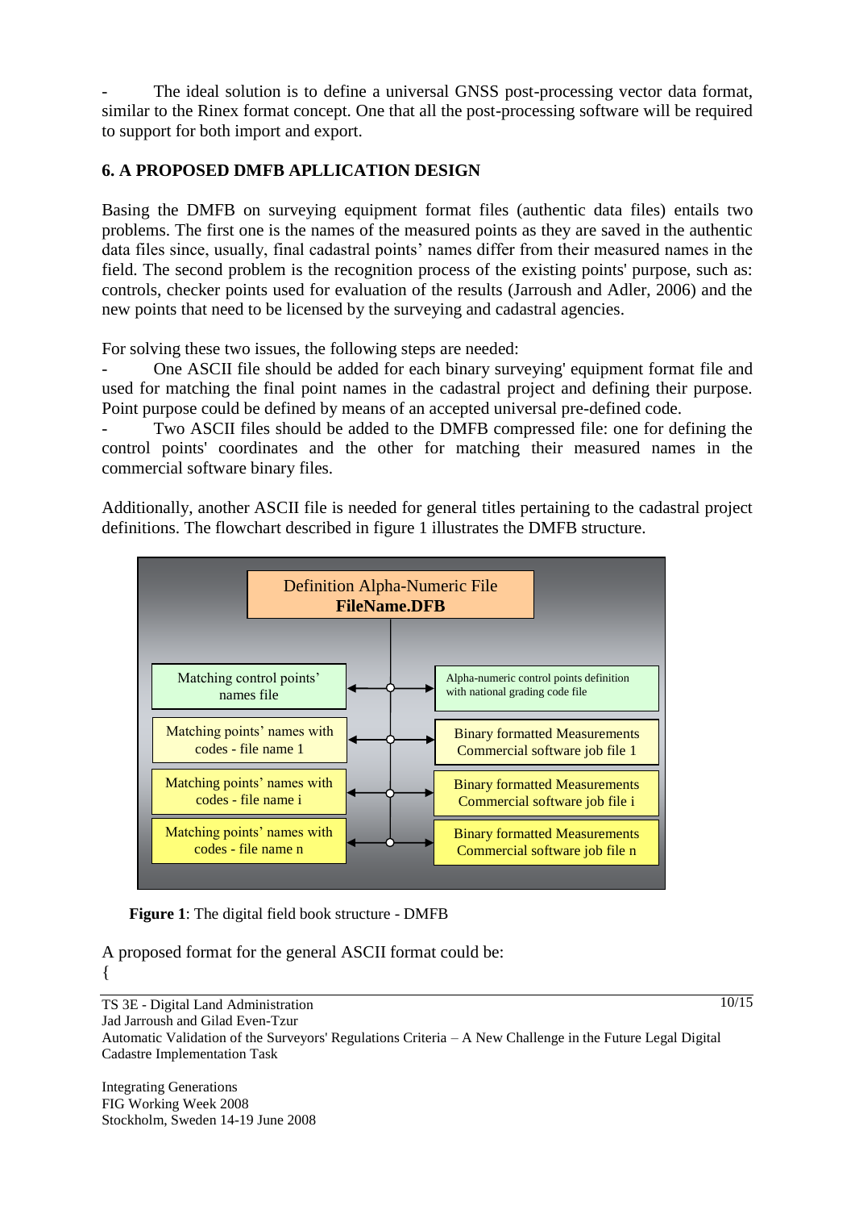- The ideal solution is to define a universal GNSS post-processing vector data format, similar to the Rinex format concept. One that all the post-processing software will be required to support for both import and export.

## 6. A PROPOSED DMFB APLLICATION DESIGN

Basing the DMFB on surveying equipment format files (authentic data files) entails two problems. The first one is the names of the measured points as they are saved in the authentic data files since, usually, final cadastral points' names differ from their measured names in the field. The second problem is the recognition process of the existing points' purpose, such as: controls, checker points used for evaluation of the results (Jarroush and Adler, 2006) and the new points that need to be licensed by the surveying and cadastral agencies.

For solving these two issues, the following steps are needed:

- One ASCII file should be added for each binary surveying' equipment format file and used for matching the final point names in the cadastral project and defining their purpose. Point purpose could be defined by means of an accepted universal pre-defined code.
- Two ASCII files should be added to the DMFB compressed file: one for defining the control points' coordinates and the other for matching their measured names in the commercial software binary files.

Additionally, another ASCII file is needed for general titles pertaining to the cadastral project definitions. The flowchart described in figure 1 illustrates the DMFB structure.

Definition Alpha-Numeric File
**FileName.DFB**

| | |
|---|---|
| Matching control points' names file | Alpha-numeric control points definition with national grading code file |
| Matching points' names with codes - file name 1 | Binary formatted Measurements Commercial software job file 1 |
| Matching points' names with codes - file name i | Binary formatted Measurements Commercial software job file i |
| Matching points' names with codes - file name n | Binary formatted Measurements Commercial software job file n |

**Figure 1**: The digital field book structure - DMFB

A proposed format for the general ASCII format could be:

{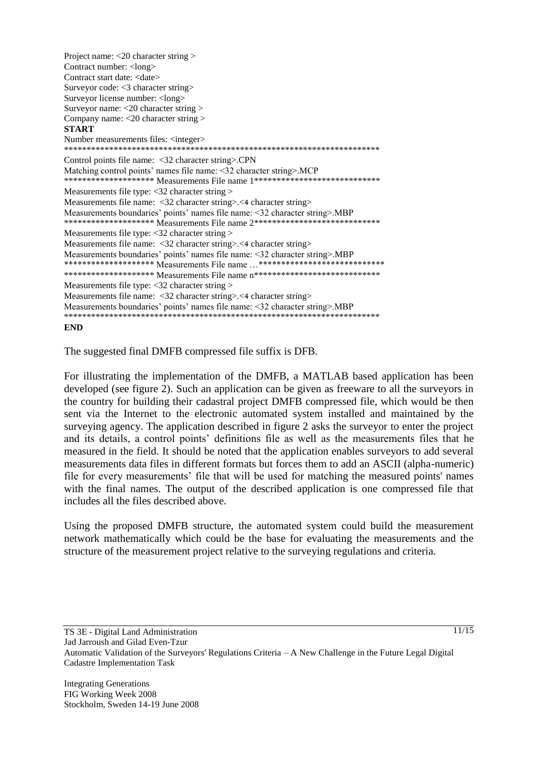```
Project name: <20 character string >
Contract number: <long>
Contract start date: <date>
Surveyor code: <3 character string>
Surveyor license number: <long>
Surveyor name: <20 character string >
Company name: <20 character string >
START
Number measurements files: <integer>
************************************************************************
Control points file name:  <32 character string>.CPN
Matching control points' names file name: <32 character string>.MCP
******************** Measurements File name 1*****************************
Measurements file type: <32 character string >
Measurements file name:  <32 character string>.<4 character string>
Measurements boundaries' points' names file name: <32 character string>.MBP
******************** Measurements File name 2*****************************
Measurements file type: <32 character string >
Measurements file name:  <32 character string>.<4 character string>
Measurements boundaries' points' names file name: <32 character string>.MBP
******************** Measurements File name …*****************************
******************** Measurements File name n*****************************
Measurements file type: <32 character string >
Measurements file name:  <32 character string>.<4 character string>
Measurements boundaries' points' names file name: <32 character string>.MBP
************************************************************************
END
```

The suggested final DMFB compressed file suffix is DFB.

For illustrating the implementation of the DMFB, a MATLAB based application has been developed (see figure 2). Such an application can be given as freeware to all the surveyors in the country for building their cadastral project DMFB compressed file, which would be then sent via the Internet to the electronic automated system installed and maintained by the surveying agency. The application described in figure 2 asks the surveyor to enter the project and its details, a control points' definitions file as well as the measurements files that he measured in the field. It should be noted that the application enables surveyors to add several measurements data files in different formats but forces them to add an ASCII (alpha-numeric) file for every measurements' file that will be used for matching the measured points' names with the final names. The output of the described application is one compressed file that includes all the files described above.

Using the proposed DMFB structure, the automated system could build the measurement network mathematically which could be the base for evaluating the measurements and the structure of the measurement project relative to the surveying regulations and criteria.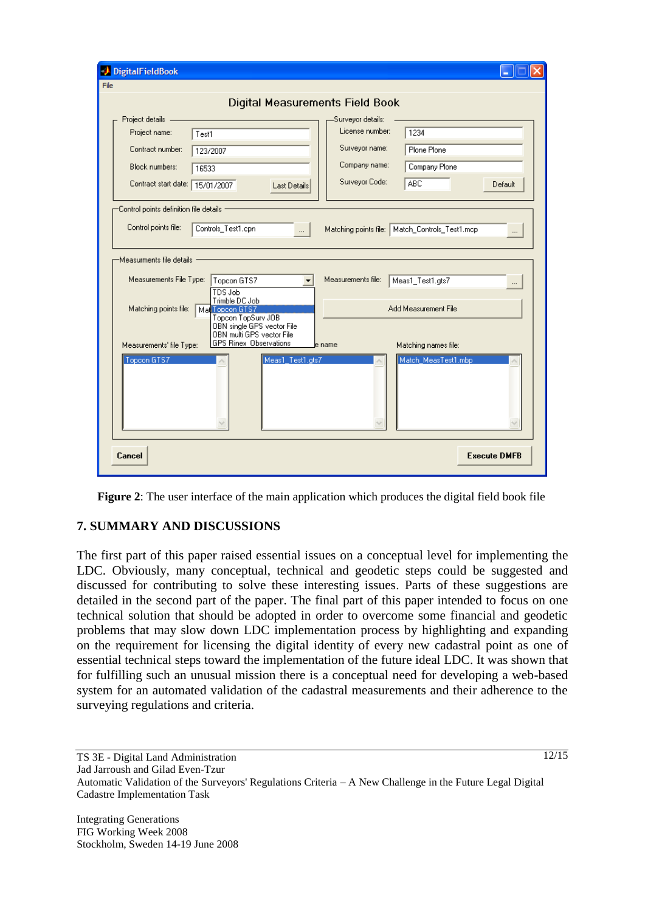**Figure 2**: The user interface of the main application which produces the digital field book file

## 7. SUMMARY AND DISCUSSIONS

The first part of this paper raised essential issues on a conceptual level for implementing the LDC. Obviously, many conceptual, technical and geodetic steps could be suggested and discussed for contributing to solve these interesting issues. Parts of these suggestions are detailed in the second part of the paper. The final part of this paper intended to focus on one technical solution that should be adopted in order to overcome some financial and geodetic problems that may slow down LDC implementation process by highlighting and expanding on the requirement for licensing the digital identity of every new cadastral point as one of essential technical steps toward the implementation of the future ideal LDC. It was shown that for fulfilling such an unusual mission there is a conceptual need for developing a web-based system for an automated validation of the cadastral measurements and their adherence to the surveying regulations and criteria.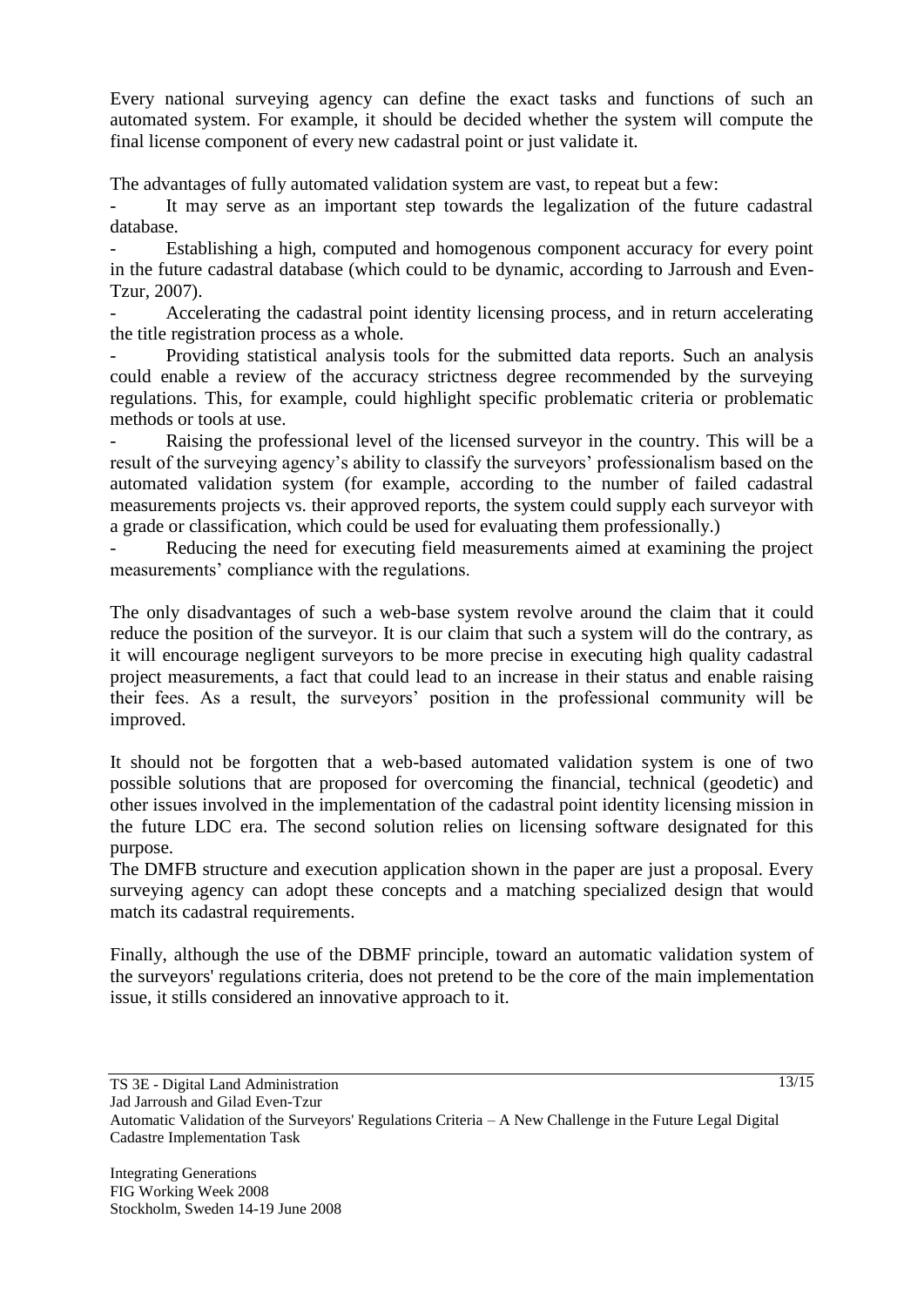Every national surveying agency can define the exact tasks and functions of such an automated system. For example, it should be decided whether the system will compute the final license component of every new cadastral point or just validate it.

The advantages of fully automated validation system are vast, to repeat but a few:

- It may serve as an important step towards the legalization of the future cadastral database.
- Establishing a high, computed and homogenous component accuracy for every point in the future cadastral database (which could to be dynamic, according to Jarroush and Even-Tzur, 2007).
- Accelerating the cadastral point identity licensing process, and in return accelerating the title registration process as a whole.
- Providing statistical analysis tools for the submitted data reports. Such an analysis could enable a review of the accuracy strictness degree recommended by the surveying regulations. This, for example, could highlight specific problematic criteria or problematic methods or tools at use.
- Raising the professional level of the licensed surveyor in the country. This will be a result of the surveying agency's ability to classify the surveyors' professionalism based on the automated validation system (for example, according to the number of failed cadastral measurements projects vs. their approved reports, the system could supply each surveyor with a grade or classification, which could be used for evaluating them professionally.)
- Reducing the need for executing field measurements aimed at examining the project measurements' compliance with the regulations.

The only disadvantages of such a web-base system revolve around the claim that it could reduce the position of the surveyor. It is our claim that such a system will do the contrary, as it will encourage negligent surveyors to be more precise in executing high quality cadastral project measurements, a fact that could lead to an increase in their status and enable raising their fees. As a result, the surveyors' position in the professional community will be improved.

It should not be forgotten that a web-based automated validation system is one of two possible solutions that are proposed for overcoming the financial, technical (geodetic) and other issues involved in the implementation of the cadastral point identity licensing mission in the future LDC era. The second solution relies on licensing software designated for this purpose.

The DMFB structure and execution application shown in the paper are just a proposal. Every surveying agency can adopt these concepts and a matching specialized design that would match its cadastral requirements.

Finally, although the use of the DBMF principle, toward an automatic validation system of the surveyors' regulations criteria, does not pretend to be the core of the main implementation issue, it stills considered an innovative approach to it.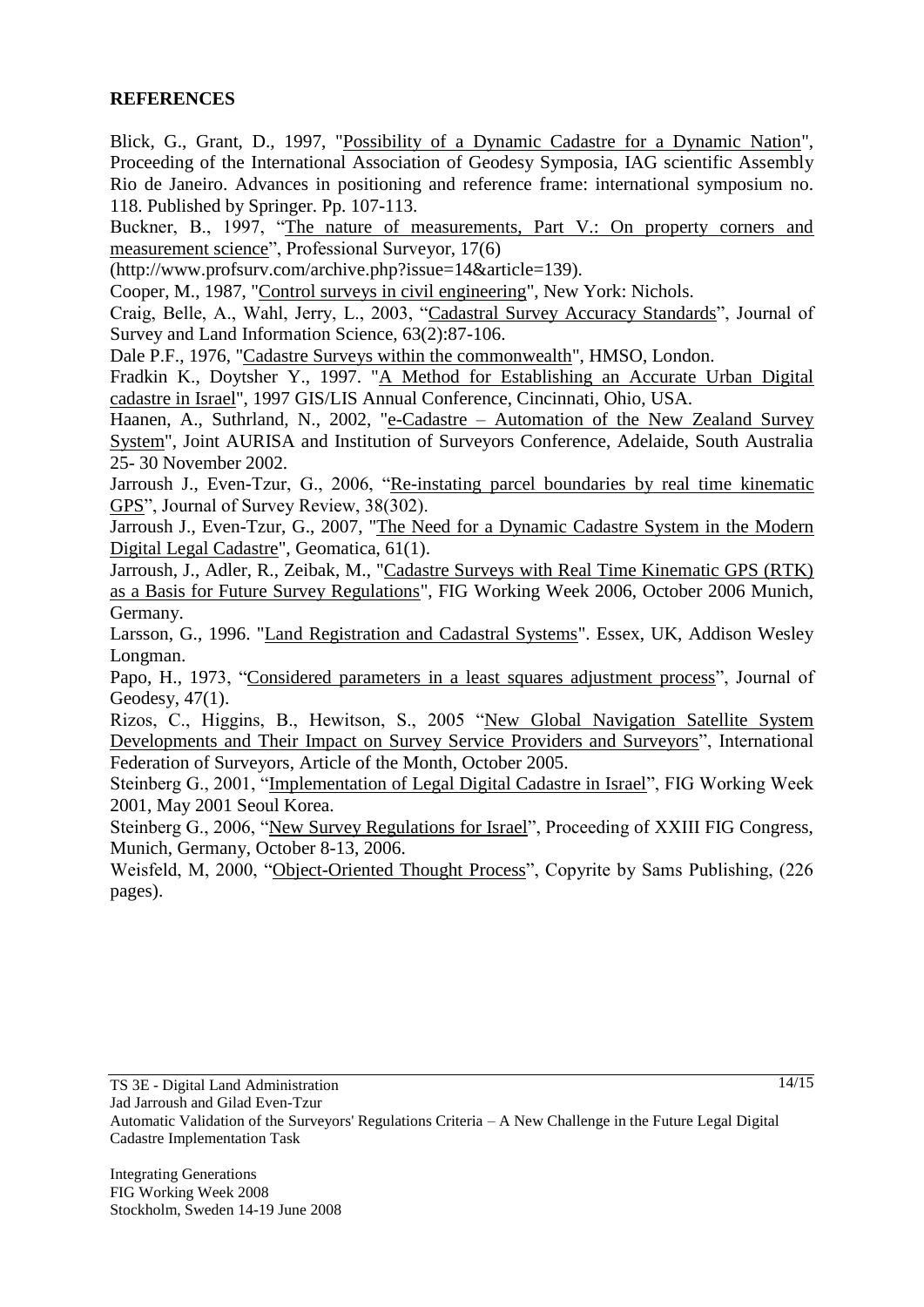## REFERENCES

Blick, G., Grant, D., 1997, "Possibility of a Dynamic Cadastre for a Dynamic Nation", Proceeding of the International Association of Geodesy Symposia, IAG scientific Assembly Rio de Janeiro. Advances in positioning and reference frame: international symposium no. 118. Published by Springer. Pp. 107-113.

Buckner, B., 1997, "The nature of measurements, Part V.: On property corners and measurement science", Professional Surveyor, 17(6) (http://www.profsurv.com/archive.php?issue=14&article=139).

Cooper, M., 1987, "Control surveys in civil engineering", New York: Nichols.

Craig, Belle, A., Wahl, Jerry, L., 2003, "Cadastral Survey Accuracy Standards", Journal of Survey and Land Information Science, 63(2):87-106.

Dale P.F., 1976, "Cadastre Surveys within the commonwealth", HMSO, London.

Fradkin K., Doytsher Y., 1997. "A Method for Establishing an Accurate Urban Digital cadastre in Israel", 1997 GIS/LIS Annual Conference, Cincinnati, Ohio, USA.

Haanen, A., Suthrland, N., 2002, "e-Cadastre – Automation of the New Zealand Survey System", Joint AURISA and Institution of Surveyors Conference, Adelaide, South Australia 25- 30 November 2002.

Jarroush J., Even-Tzur, G., 2006, "Re-instating parcel boundaries by real time kinematic GPS", Journal of Survey Review, 38(302).

Jarroush J., Even-Tzur, G., 2007, "The Need for a Dynamic Cadastre System in the Modern Digital Legal Cadastre", Geomatica, 61(1).

Jarroush, J., Adler, R., Zeibak, M., "Cadastre Surveys with Real Time Kinematic GPS (RTK) as a Basis for Future Survey Regulations", FIG Working Week 2006, October 2006 Munich, Germany.

Larsson, G., 1996. "Land Registration and Cadastral Systems". Essex, UK, Addison Wesley Longman.

Papo, H., 1973, "Considered parameters in a least squares adjustment process", Journal of Geodesy, 47(1).

Rizos, C., Higgins, B., Hewitson, S., 2005 "New Global Navigation Satellite System Developments and Their Impact on Survey Service Providers and Surveyors", International Federation of Surveyors, Article of the Month, October 2005.

Steinberg G., 2001, "Implementation of Legal Digital Cadastre in Israel", FIG Working Week 2001, May 2001 Seoul Korea.

Steinberg G., 2006, "New Survey Regulations for Israel", Proceeding of XXIII FIG Congress, Munich, Germany, October 8-13, 2006.

Weisfeld, M, 2000, "Object-Oriented Thought Process", Copyrite by Sams Publishing, (226 pages).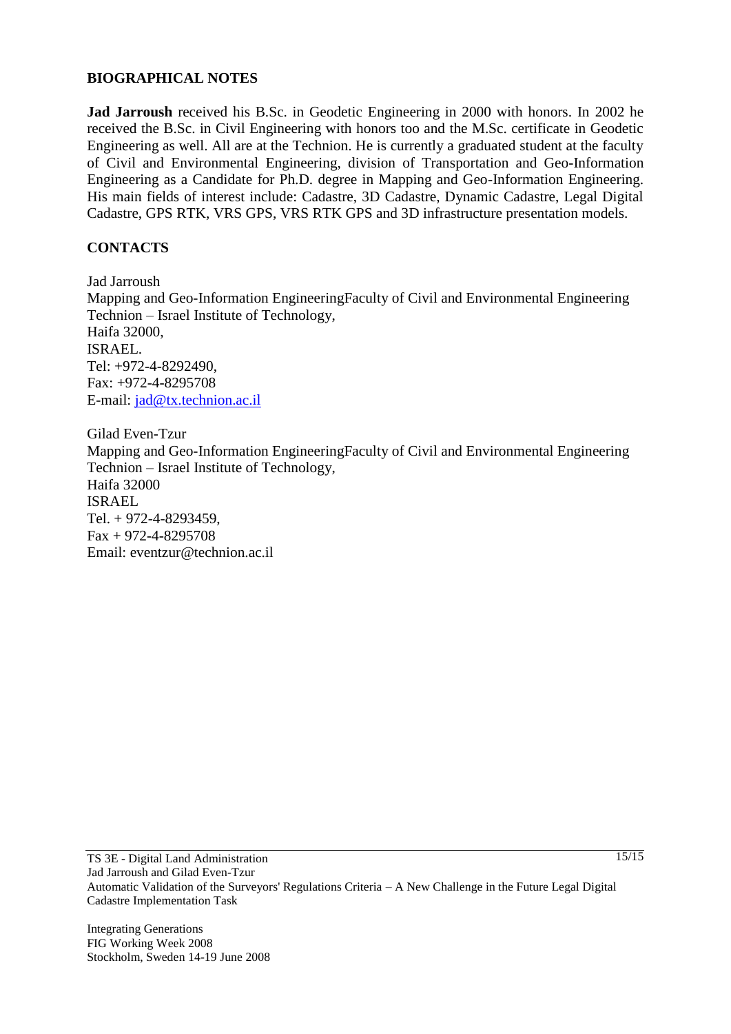## BIOGRAPHICAL NOTES

**Jad Jarroush** received his B.Sc. in Geodetic Engineering in 2000 with honors. In 2002 he received the B.Sc. in Civil Engineering with honors too and the M.Sc. certificate in Geodetic Engineering as well. All are at the Technion. He is currently a graduated student at the faculty of Civil and Environmental Engineering, division of Transportation and Geo-Information Engineering as a Candidate for Ph.D. degree in Mapping and Geo-Information Engineering. His main fields of interest include: Cadastre, 3D Cadastre, Dynamic Cadastre, Legal Digital Cadastre, GPS RTK, VRS GPS, VRS RTK GPS and 3D infrastructure presentation models.

## CONTACTS

Jad Jarroush  
Mapping and Geo-Information EngineeringFaculty of Civil and Environmental Engineering  
Technion – Israel Institute of Technology,  
Haifa 32000,  
ISRAEL.  
Tel: +972-4-8292490,  
Fax: +972-4-8295708  
E-mail: jad@tx.technion.ac.il

Gilad Even-Tzur  
Mapping and Geo-Information EngineeringFaculty of Civil and Environmental Engineering  
Technion – Israel Institute of Technology,  
Haifa 32000  
ISRAEL  
Tel. + 972-4-8293459,  
Fax + 972-4-8295708  
Email: eventzur@technion.ac.il